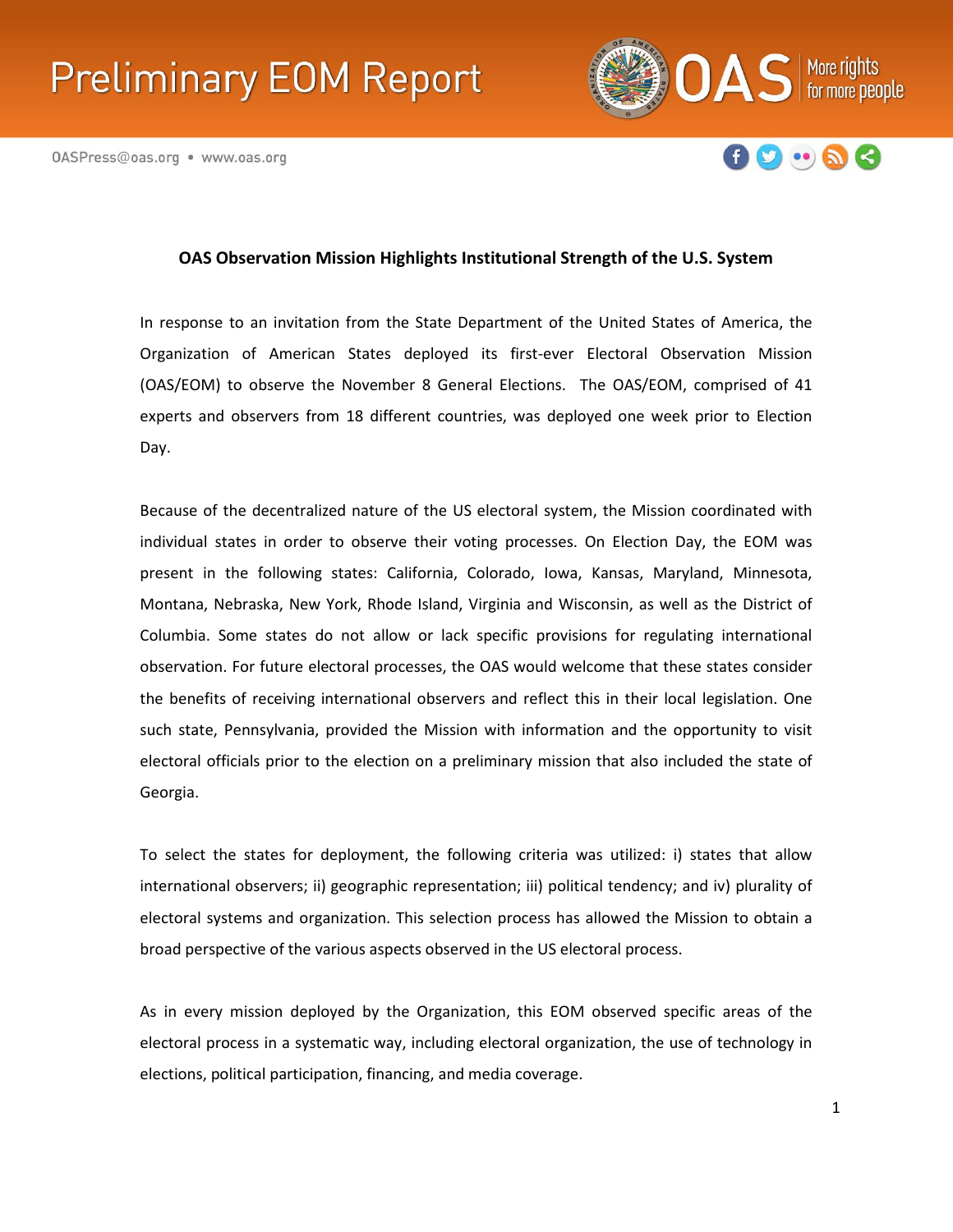# Preliminary EOM Report

OASPress@oas.org • www.oas.org

## OAS Observation Mission Highlights Institutional Strength of the U.S. System

In response to an invitation from the State Department of the United States of America, the Organization of American States deployed its first-ever Electoral Observation Mission (OAS/EOM) to observe the November 8 General Elections. The OAS/EOM, comprised of 41 experts and observers from 18 different countries, was deployed one week prior to Election Day.

Because of the decentralized nature of the US electoral system, the Mission coordinated with individual states in order to observe their voting processes. On Election Day, the EOM was present in the following states: California, Colorado, Iowa, Kansas, Maryland, Minnesota, Montana, Nebraska, New York, Rhode Island, Virginia and Wisconsin, as well as the District of Columbia. Some states do not allow or lack specific provisions for regulating international observation. For future electoral processes, the OAS would welcome that these states consider the benefits of receiving international observers and reflect this in their local legislation. One such state, Pennsylvania, provided the Mission with information and the opportunity to visit electoral officials prior to the election on a preliminary mission that also included the state of Georgia.

To select the states for deployment, the following criteria was utilized: i) states that allow international observers; ii) geographic representation; iii) political tendency; and iv) plurality of electoral systems and organization. This selection process has allowed the Mission to obtain a broad perspective of the various aspects observed in the US electoral process.

As in every mission deployed by the Organization, this EOM observed specific areas of the electoral process in a systematic way, including electoral organization, the use of technology in elections, political participation, financing, and media coverage.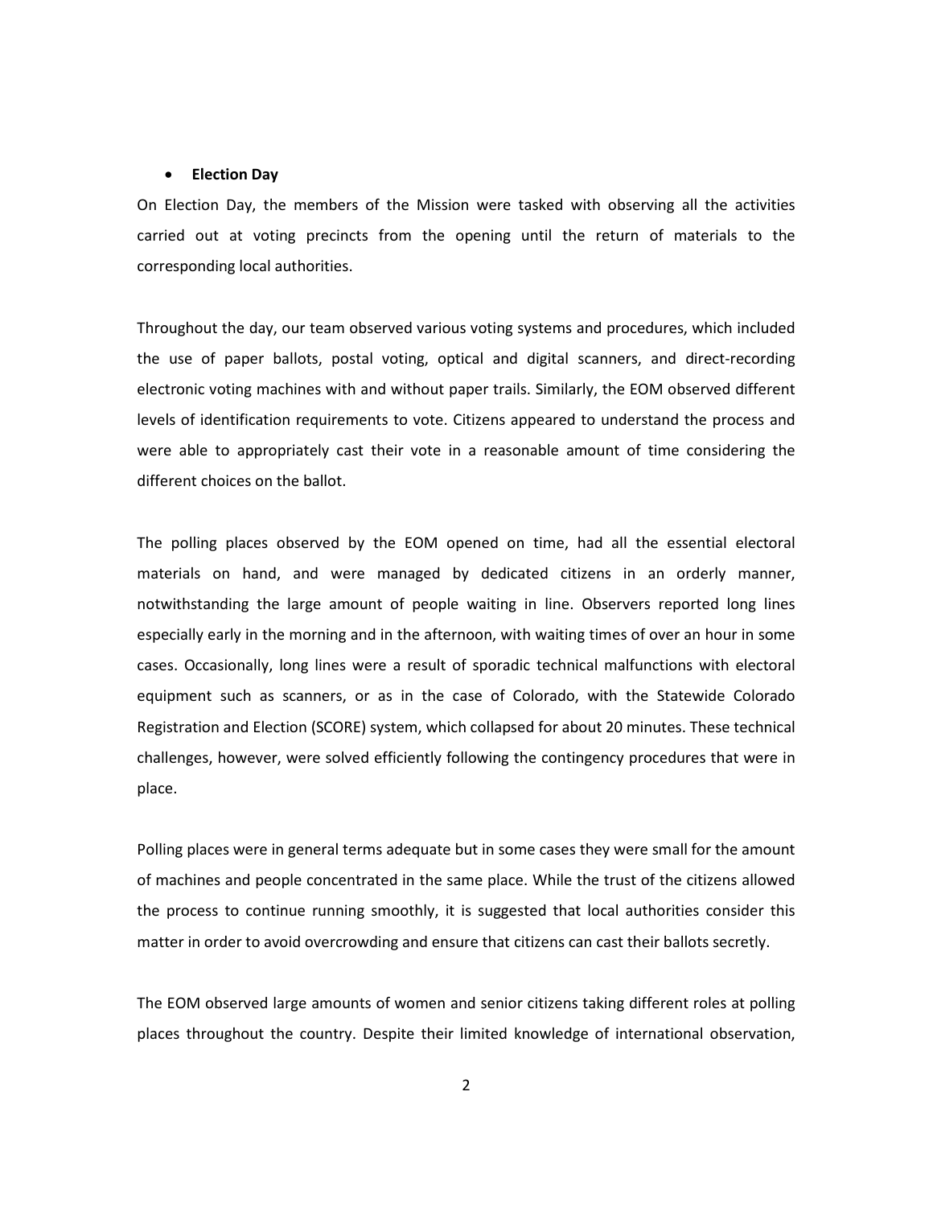- **Election Day**

On Election Day, the members of the Mission were tasked with observing all the activities carried out at voting precincts from the opening until the return of materials to the corresponding local authorities.

Throughout the day, our team observed various voting systems and procedures, which included the use of paper ballots, postal voting, optical and digital scanners, and direct-recording electronic voting machines with and without paper trails. Similarly, the EOM observed different levels of identification requirements to vote. Citizens appeared to understand the process and were able to appropriately cast their vote in a reasonable amount of time considering the different choices on the ballot.

The polling places observed by the EOM opened on time, had all the essential electoral materials on hand, and were managed by dedicated citizens in an orderly manner, notwithstanding the large amount of people waiting in line. Observers reported long lines especially early in the morning and in the afternoon, with waiting times of over an hour in some cases. Occasionally, long lines were a result of sporadic technical malfunctions with electoral equipment such as scanners, or as in the case of Colorado, with the Statewide Colorado Registration and Election (SCORE) system, which collapsed for about 20 minutes. These technical challenges, however, were solved efficiently following the contingency procedures that were in place.

Polling places were in general terms adequate but in some cases they were small for the amount of machines and people concentrated in the same place. While the trust of the citizens allowed the process to continue running smoothly, it is suggested that local authorities consider this matter in order to avoid overcrowding and ensure that citizens can cast their ballots secretly.

The EOM observed large amounts of women and senior citizens taking different roles at polling places throughout the country. Despite their limited knowledge of international observation,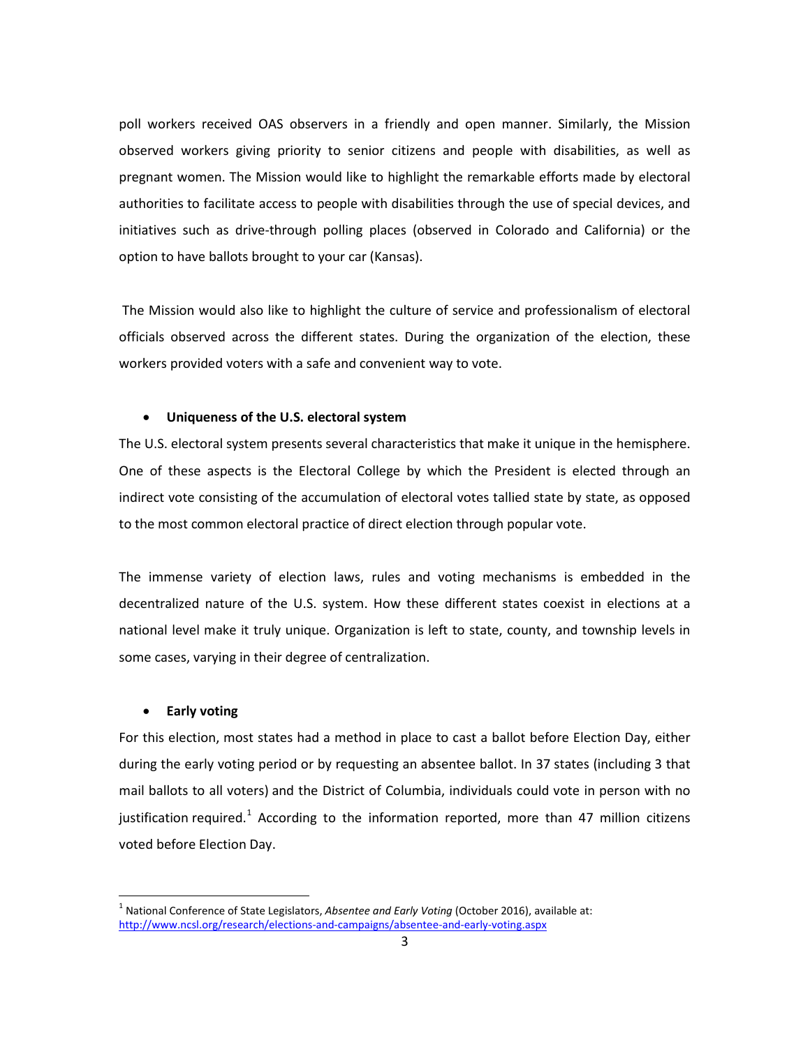poll workers received OAS observers in a friendly and open manner. Similarly, the Mission observed workers giving priority to senior citizens and people with disabilities, as well as pregnant women. The Mission would like to highlight the remarkable efforts made by electoral authorities to facilitate access to people with disabilities through the use of special devices, and initiatives such as drive-through polling places (observed in Colorado and California) or the option to have ballots brought to your car (Kansas).

The Mission would also like to highlight the culture of service and professionalism of electoral officials observed across the different states. During the organization of the election, these workers provided voters with a safe and convenient way to vote.

- **Uniqueness of the U.S. electoral system**

The U.S. electoral system presents several characteristics that make it unique in the hemisphere. One of these aspects is the Electoral College by which the President is elected through an indirect vote consisting of the accumulation of electoral votes tallied state by state, as opposed to the most common electoral practice of direct election through popular vote.

The immense variety of election laws, rules and voting mechanisms is embedded in the decentralized nature of the U.S. system. How these different states coexist in elections at a national level make it truly unique. Organization is left to state, county, and township levels in some cases, varying in their degree of centralization.

- **Early voting**

For this election, most states had a method in place to cast a ballot before Election Day, either during the early voting period or by requesting an absentee ballot. In 37 states (including 3 that mail ballots to all voters) and the District of Columbia, individuals could vote in person with no justification required.[1] According to the information reported, more than 47 million citizens voted before Election Day.

[1] National Conference of State Legislators, *Absentee and Early Voting* (October 2016), available at: http://www.ncsl.org/research/elections-and-campaigns/absentee-and-early-voting.aspx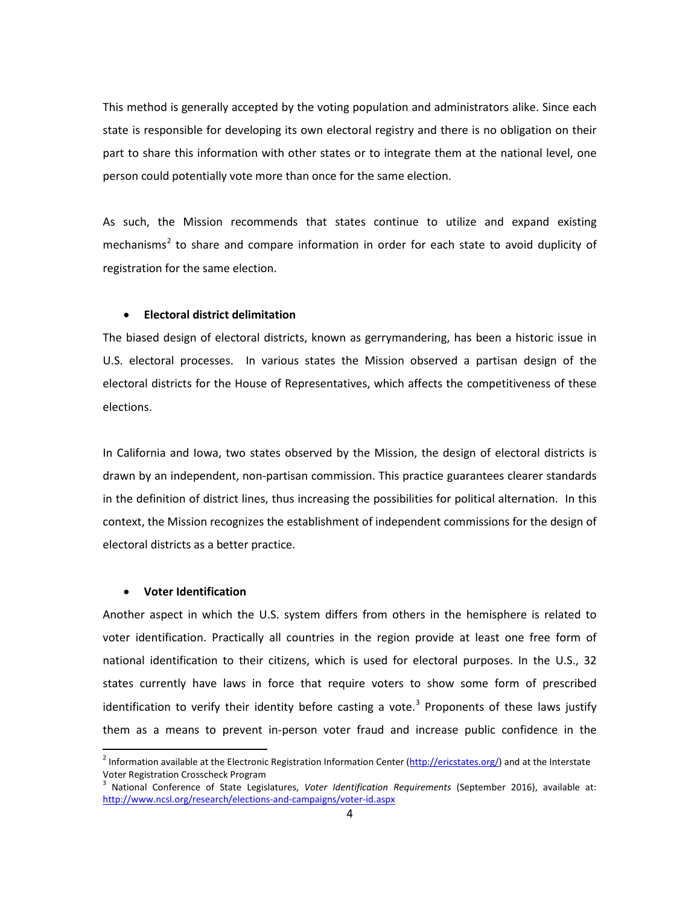This method is generally accepted by the voting population and administrators alike. Since each state is responsible for developing its own electoral registry and there is no obligation on their part to share this information with other states or to integrate them at the national level, one person could potentially vote more than once for the same election.

As such, the Mission recommends that states continue to utilize and expand existing mechanisms[2] to share and compare information in order for each state to avoid duplicity of registration for the same election.

- **Electoral district delimitation**

The biased design of electoral districts, known as gerrymandering, has been a historic issue in U.S. electoral processes. In various states the Mission observed a partisan design of the electoral districts for the House of Representatives, which affects the competitiveness of these elections.

In California and Iowa, two states observed by the Mission, the design of electoral districts is drawn by an independent, non-partisan commission. This practice guarantees clearer standards in the definition of district lines, thus increasing the possibilities for political alternation. In this context, the Mission recognizes the establishment of independent commissions for the design of electoral districts as a better practice.

- **Voter Identification**

Another aspect in which the U.S. system differs from others in the hemisphere is related to voter identification. Practically all countries in the region provide at least one free form of national identification to their citizens, which is used for electoral purposes. In the U.S., 32 states currently have laws in force that require voters to show some form of prescribed identification to verify their identity before casting a vote.[3] Proponents of these laws justify them as a means to prevent in-person voter fraud and increase public confidence in the

---

[2] Information available at the Electronic Registration Information Center (http://ericstates.org/) and at the Interstate Voter Registration Crosscheck Program

[3] National Conference of State Legislatures, *Voter Identification Requirements* (September 2016), available at: http://www.ncsl.org/research/elections-and-campaigns/voter-id.aspx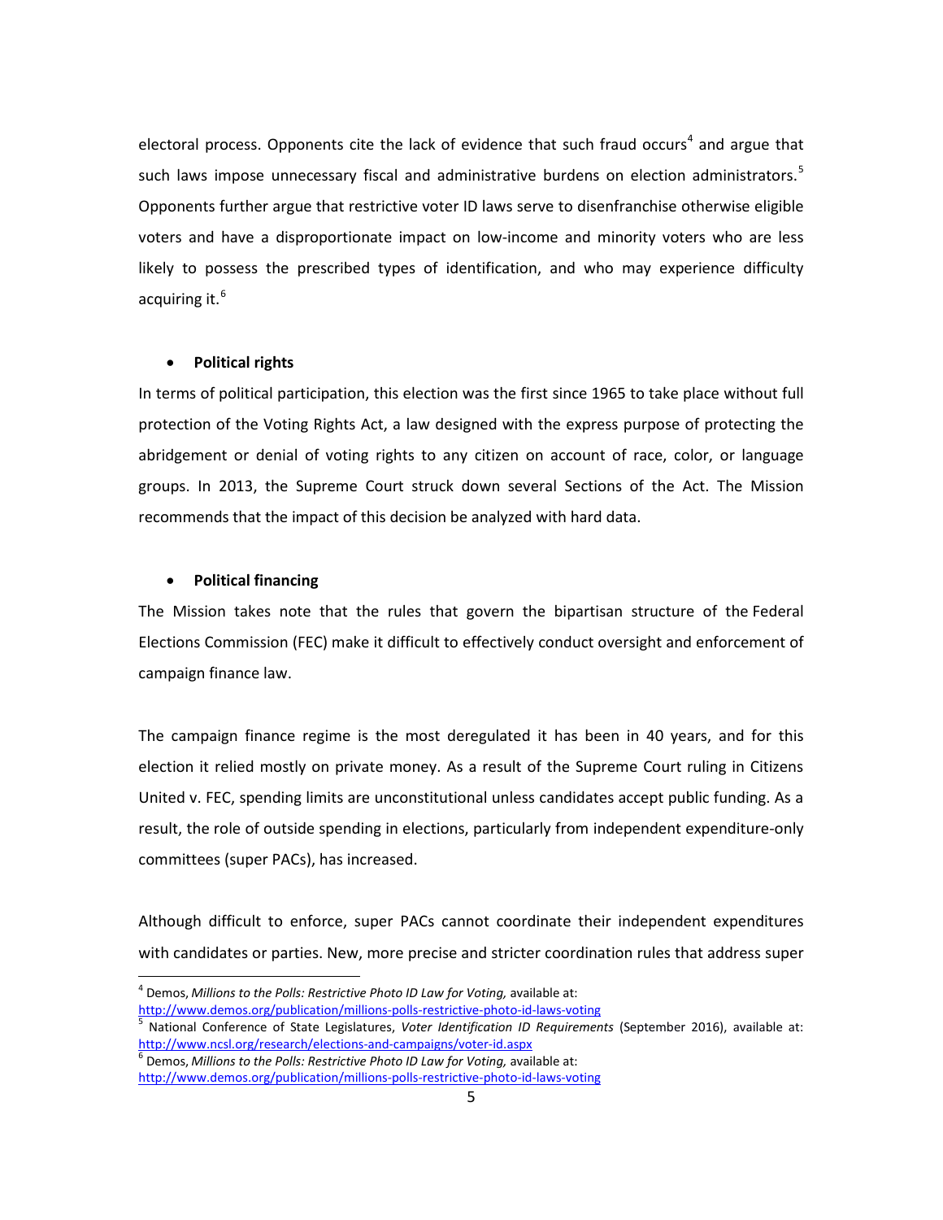electoral process. Opponents cite the lack of evidence that such fraud occurs[4] and argue that such laws impose unnecessary fiscal and administrative burdens on election administrators.[5] Opponents further argue that restrictive voter ID laws serve to disenfranchise otherwise eligible voters and have a disproportionate impact on low-income and minority voters who are less likely to possess the prescribed types of identification, and who may experience difficulty acquiring it.[6]

- **Political rights**

In terms of political participation, this election was the first since 1965 to take place without full protection of the Voting Rights Act, a law designed with the express purpose of protecting the abridgement or denial of voting rights to any citizen on account of race, color, or language groups. In 2013, the Supreme Court struck down several Sections of the Act. The Mission recommends that the impact of this decision be analyzed with hard data.

- **Political financing**

The Mission takes note that the rules that govern the bipartisan structure of the Federal Elections Commission (FEC) make it difficult to effectively conduct oversight and enforcement of campaign finance law.

The campaign finance regime is the most deregulated it has been in 40 years, and for this election it relied mostly on private money. As a result of the Supreme Court ruling in Citizens United v. FEC, spending limits are unconstitutional unless candidates accept public funding. As a result, the role of outside spending in elections, particularly from independent expenditure-only committees (super PACs), has increased.

Although difficult to enforce, super PACs cannot coordinate their independent expenditures with candidates or parties. New, more precise and stricter coordination rules that address super

---

[4] Demos, *Millions to the Polls: Restrictive Photo ID Law for Voting,* available at: http://www.demos.org/publication/millions-polls-restrictive-photo-id-laws-voting

[5] National Conference of State Legislatures, *Voter Identification ID Requirements* (September 2016), available at: http://www.ncsl.org/research/elections-and-campaigns/voter-id.aspx

[6] Demos, *Millions to the Polls: Restrictive Photo ID Law for Voting,* available at: http://www.demos.org/publication/millions-polls-restrictive-photo-id-laws-voting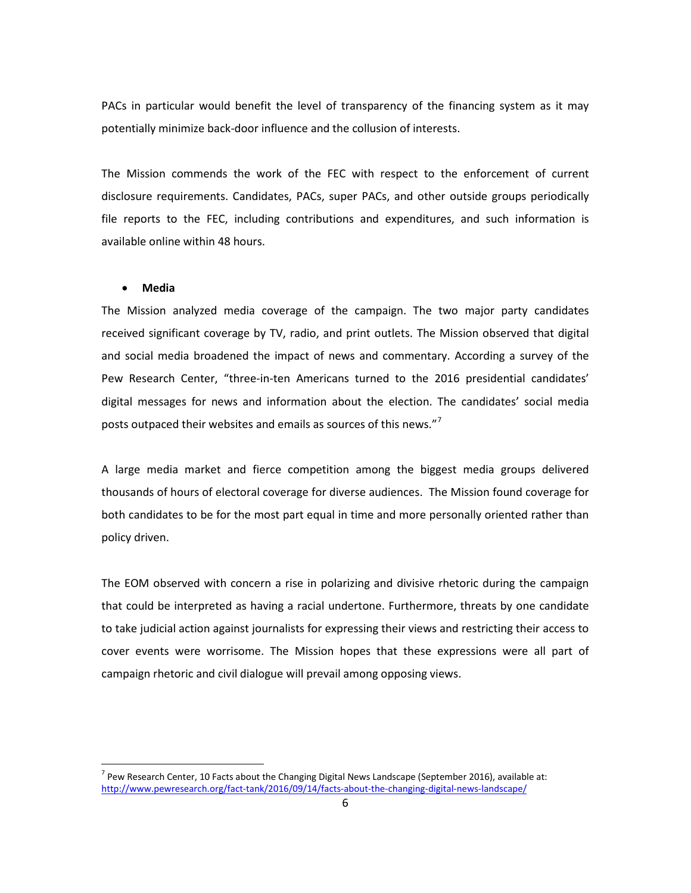PACs in particular would benefit the level of transparency of the financing system as it may potentially minimize back-door influence and the collusion of interests.

The Mission commends the work of the FEC with respect to the enforcement of current disclosure requirements. Candidates, PACs, super PACs, and other outside groups periodically file reports to the FEC, including contributions and expenditures, and such information is available online within 48 hours.

- **Media**

The Mission analyzed media coverage of the campaign. The two major party candidates received significant coverage by TV, radio, and print outlets. The Mission observed that digital and social media broadened the impact of news and commentary. According a survey of the Pew Research Center, "three-in-ten Americans turned to the 2016 presidential candidates' digital messages for news and information about the election. The candidates' social media posts outpaced their websites and emails as sources of this news."[7]

A large media market and fierce competition among the biggest media groups delivered thousands of hours of electoral coverage for diverse audiences. The Mission found coverage for both candidates to be for the most part equal in time and more personally oriented rather than policy driven.

The EOM observed with concern a rise in polarizing and divisive rhetoric during the campaign that could be interpreted as having a racial undertone. Furthermore, threats by one candidate to take judicial action against journalists for expressing their views and restricting their access to cover events were worrisome. The Mission hopes that these expressions were all part of campaign rhetoric and civil dialogue will prevail among opposing views.

---

[7] Pew Research Center, 10 Facts about the Changing Digital News Landscape (September 2016), available at: http://www.pewresearch.org/fact-tank/2016/09/14/facts-about-the-changing-digital-news-landscape/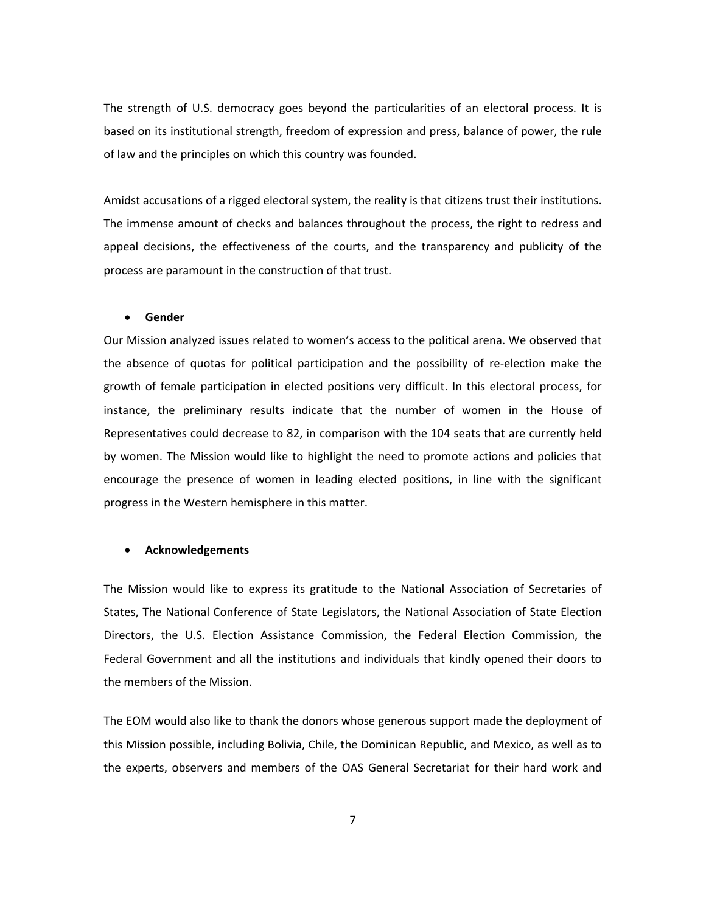The strength of U.S. democracy goes beyond the particularities of an electoral process. It is based on its institutional strength, freedom of expression and press, balance of power, the rule of law and the principles on which this country was founded.

Amidst accusations of a rigged electoral system, the reality is that citizens trust their institutions. The immense amount of checks and balances throughout the process, the right to redress and appeal decisions, the effectiveness of the courts, and the transparency and publicity of the process are paramount in the construction of that trust.

- **Gender**

Our Mission analyzed issues related to women's access to the political arena. We observed that the absence of quotas for political participation and the possibility of re-election make the growth of female participation in elected positions very difficult. In this electoral process, for instance, the preliminary results indicate that the number of women in the House of Representatives could decrease to 82, in comparison with the 104 seats that are currently held by women. The Mission would like to highlight the need to promote actions and policies that encourage the presence of women in leading elected positions, in line with the significant progress in the Western hemisphere in this matter.

- **Acknowledgements**

The Mission would like to express its gratitude to the National Association of Secretaries of States, The National Conference of State Legislators, the National Association of State Election Directors, the U.S. Election Assistance Commission, the Federal Election Commission, the Federal Government and all the institutions and individuals that kindly opened their doors to the members of the Mission.

The EOM would also like to thank the donors whose generous support made the deployment of this Mission possible, including Bolivia, Chile, the Dominican Republic, and Mexico, as well as to the experts, observers and members of the OAS General Secretariat for their hard work and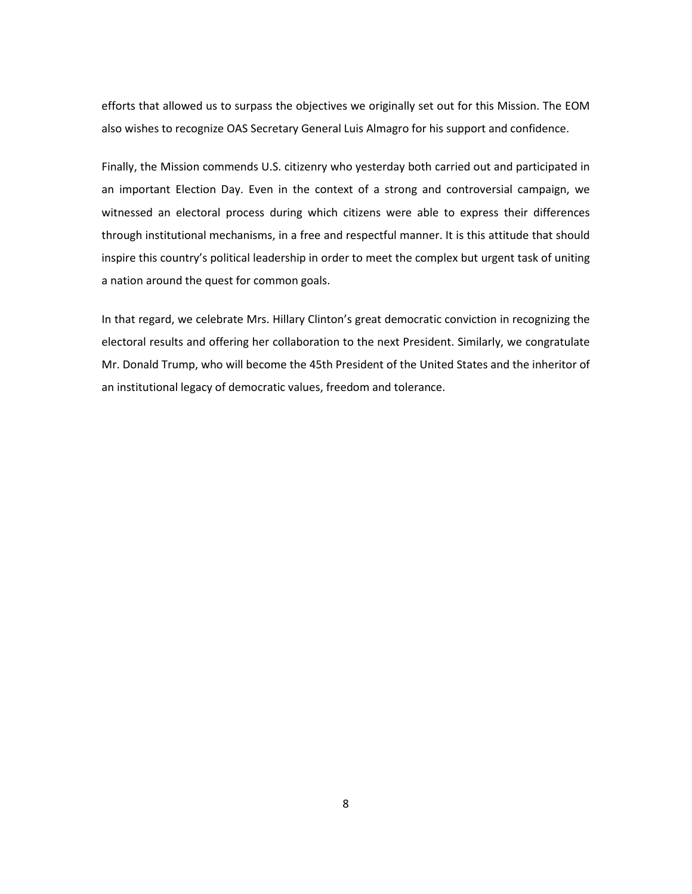efforts that allowed us to surpass the objectives we originally set out for this Mission. The EOM also wishes to recognize OAS Secretary General Luis Almagro for his support and confidence.

Finally, the Mission commends U.S. citizenry who yesterday both carried out and participated in an important Election Day. Even in the context of a strong and controversial campaign, we witnessed an electoral process during which citizens were able to express their differences through institutional mechanisms, in a free and respectful manner. It is this attitude that should inspire this country's political leadership in order to meet the complex but urgent task of uniting a nation around the quest for common goals.

In that regard, we celebrate Mrs. Hillary Clinton's great democratic conviction in recognizing the electoral results and offering her collaboration to the next President. Similarly, we congratulate Mr. Donald Trump, who will become the 45th President of the United States and the inheritor of an institutional legacy of democratic values, freedom and tolerance.